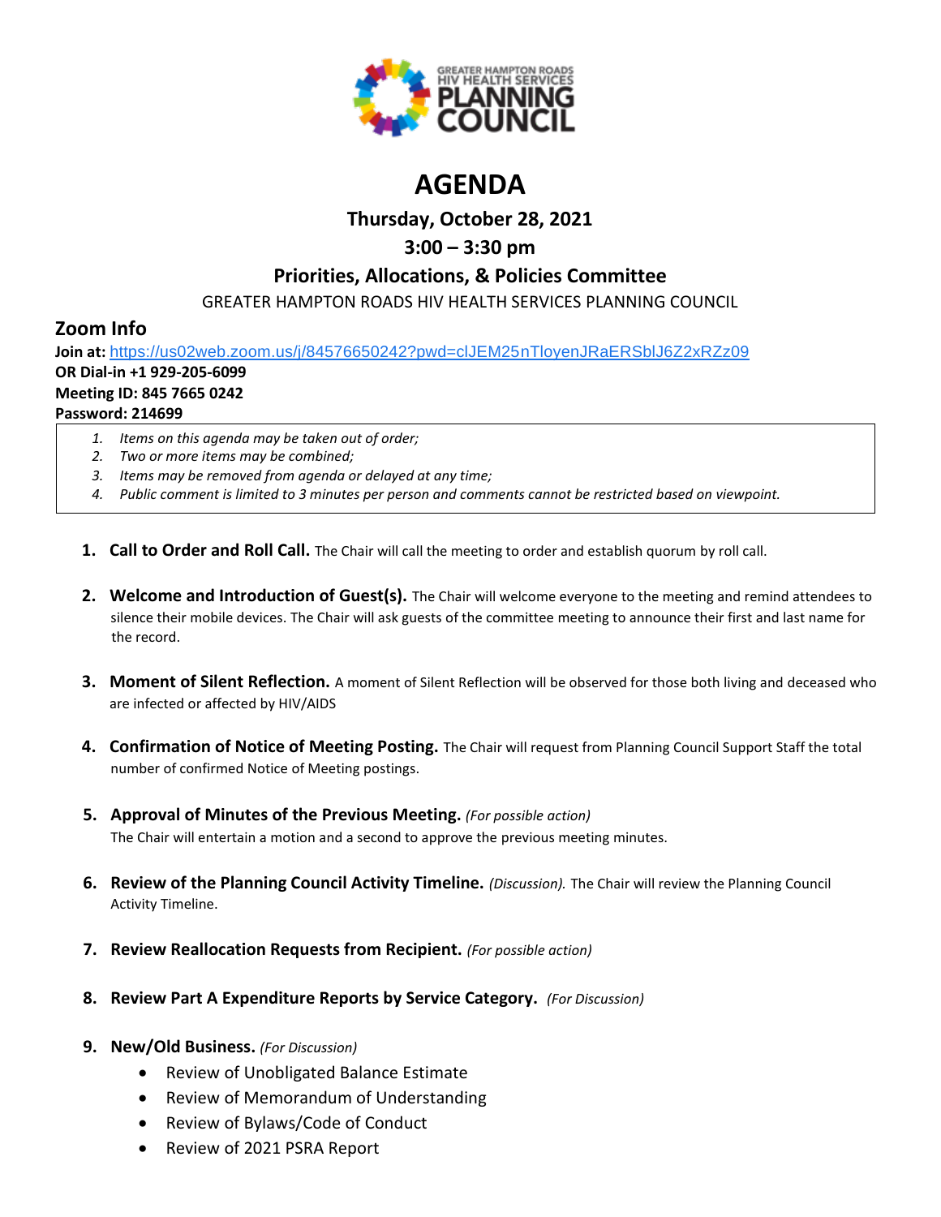GREATER HAMPTON ROADS HIV HEALTH SERVICES PLANNING COUNCIL

# AGENDA

## Thursday, October 28, 2021

## 3:00 – 3:30 pm

## Priorities, Allocations, & Policies Committee

GREATER HAMPTON ROADS HIV HEALTH SERVICES PLANNING COUNCIL

### Zoom Info

**Join at:** https://us02web.zoom.us/j/84576650242?pwd=clJEM25nTloyenJRaERSblJ6Z2xRZz09
**OR Dial-in +1 929-205-6099**
**Meeting ID: 845 7665 0242**
**Password: 214699**

1. *Items on this agenda may be taken out of order;*
2. *Two or more items may be combined;*
3. *Items may be removed from agenda or delayed at any time;*
4. *Public comment is limited to 3 minutes per person and comments cannot be restricted based on viewpoint.*

1. **Call to Order and Roll Call.** The Chair will call the meeting to order and establish quorum by roll call.

2. **Welcome and Introduction of Guest(s).** The Chair will welcome everyone to the meeting and remind attendees to silence their mobile devices. The Chair will ask guests of the committee meeting to announce their first and last name for the record.

3. **Moment of Silent Reflection.** A moment of Silent Reflection will be observed for those both living and deceased who are infected or affected by HIV/AIDS

4. **Confirmation of Notice of Meeting Posting.** The Chair will request from Planning Council Support Staff the total number of confirmed Notice of Meeting postings.

5. **Approval of Minutes of the Previous Meeting.** *(For possible action)*
   The Chair will entertain a motion and a second to approve the previous meeting minutes.

6. **Review of the Planning Council Activity Timeline.** *(Discussion).* The Chair will review the Planning Council Activity Timeline.

7. **Review Reallocation Requests from Recipient.** *(For possible action)*

8. **Review Part A Expenditure Reports by Service Category.** *(For Discussion)*

9. **New/Old Business.** *(For Discussion)*
   - Review of Unobligated Balance Estimate
   - Review of Memorandum of Understanding
   - Review of Bylaws/Code of Conduct
   - Review of 2021 PSRA Report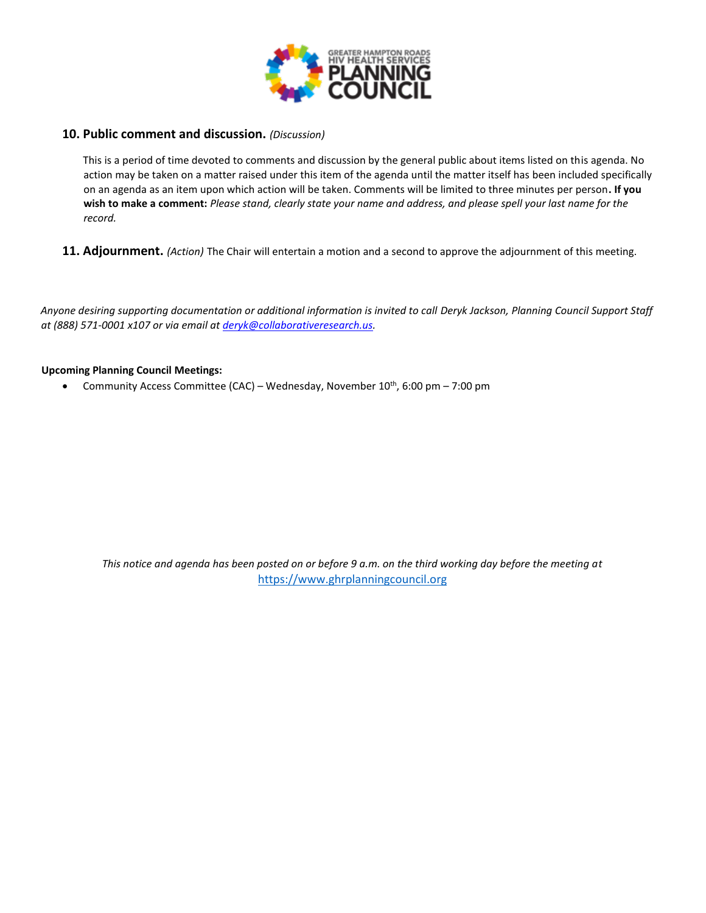**10. Public comment and discussion.** *(Discussion)*

This is a period of time devoted to comments and discussion by the general public about items listed on this agenda. No action may be taken on a matter raised under this item of the agenda until the matter itself has been included specifically on an agenda as an item upon which action will be taken. Comments will be limited to three minutes per person. **If you wish to make a comment:** *Please stand, clearly state your name and address, and please spell your last name for the record.*

**11. Adjournment.** *(Action)* The Chair will entertain a motion and a second to approve the adjournment of this meeting.

*Anyone desiring supporting documentation or additional information is invited to call Deryk Jackson, Planning Council Support Staff at (888) 571-0001 x107 or via email at deryk@collaborativeresearch.us.*

**Upcoming Planning Council Meetings:**

- Community Access Committee (CAC) – Wednesday, November 10th, 6:00 pm – 7:00 pm

*This notice and agenda has been posted on or before 9 a.m. on the third working day before the meeting at* https://www.ghrplanningcouncil.org